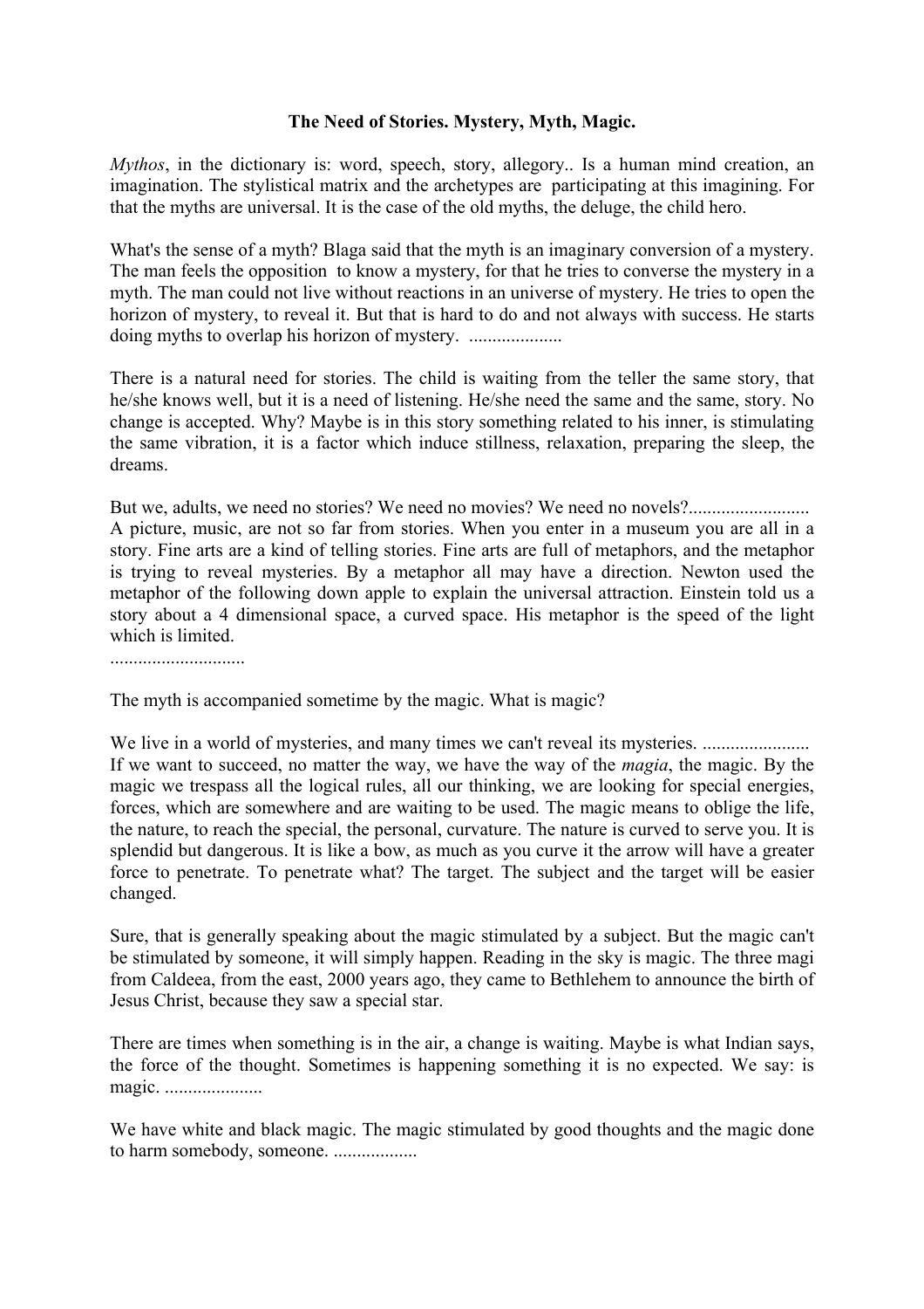**The Need of Stories. Mystery, Myth, Magic.**

*Mythos*, in the dictionary is: word, speech, story, allegory.. Is a human mind creation, an imagination. The stylistical matrix and the archetypes are participating at this imagining. For that the myths are universal. It is the case of the old myths, the deluge, the child hero.

What's the sense of a myth? Blaga said that the myth is an imaginary conversion of a mystery. The man feels the opposition to know a mystery, for that he tries to converse the mystery in a myth. The man could not live without reactions in an universe of mystery. He tries to open the horizon of mystery, to reveal it. But that is hard to do and not always with success. He starts doing myths to overlap his horizon of mystery. ....................

There is a natural need for stories. The child is waiting from the teller the same story, that he/she knows well, but it is a need of listening. He/she need the same and the same, story. No change is accepted. Why? Maybe is in this story something related to his inner, is stimulating the same vibration, it is a factor which induce stillness, relaxation, preparing the sleep, the dreams.

But we, adults, we need no stories? We need no movies? We need no novels?..........................
A picture, music, are not so far from stories. When you enter in a museum you are all in a story. Fine arts are a kind of telling stories. Fine arts are full of metaphors, and the metaphor is trying to reveal mysteries. By a metaphor all may have a direction. Newton used the metaphor of the following down apple to explain the universal attraction. Einstein told us a story about a 4 dimensional space, a curved space. His metaphor is the speed of the light which is limited.
............................

The myth is accompanied sometime by the magic. What is magic?

We live in a world of mysteries, and many times we can't reveal its mysteries. .......................
If we want to succeed, no matter the way, we have the way of the *magia*, the magic. By the magic we trespass all the logical rules, all our thinking, we are looking for special energies, forces, which are somewhere and are waiting to be used. The magic means to oblige the life, the nature, to reach the special, the personal, curvature. The nature is curved to serve you. It is splendid but dangerous. It is like a bow, as much as you curve it the arrow will have a greater force to penetrate. To penetrate what? The target. The subject and the target will be easier changed.

Sure, that is generally speaking about the magic stimulated by a subject. But the magic can't be stimulated by someone, it will simply happen. Reading in the sky is magic. The three magi from Caldeea, from the east, 2000 years ago, they came to Bethlehem to announce the birth of Jesus Christ, because they saw a special star.

There are times when something is in the air, a change is waiting. Maybe is what Indian says, the force of the thought. Sometimes is happening something it is no expected. We say: is magic. .....................

We have white and black magic. The magic stimulated by good thoughts and the magic done to harm somebody, someone. ..................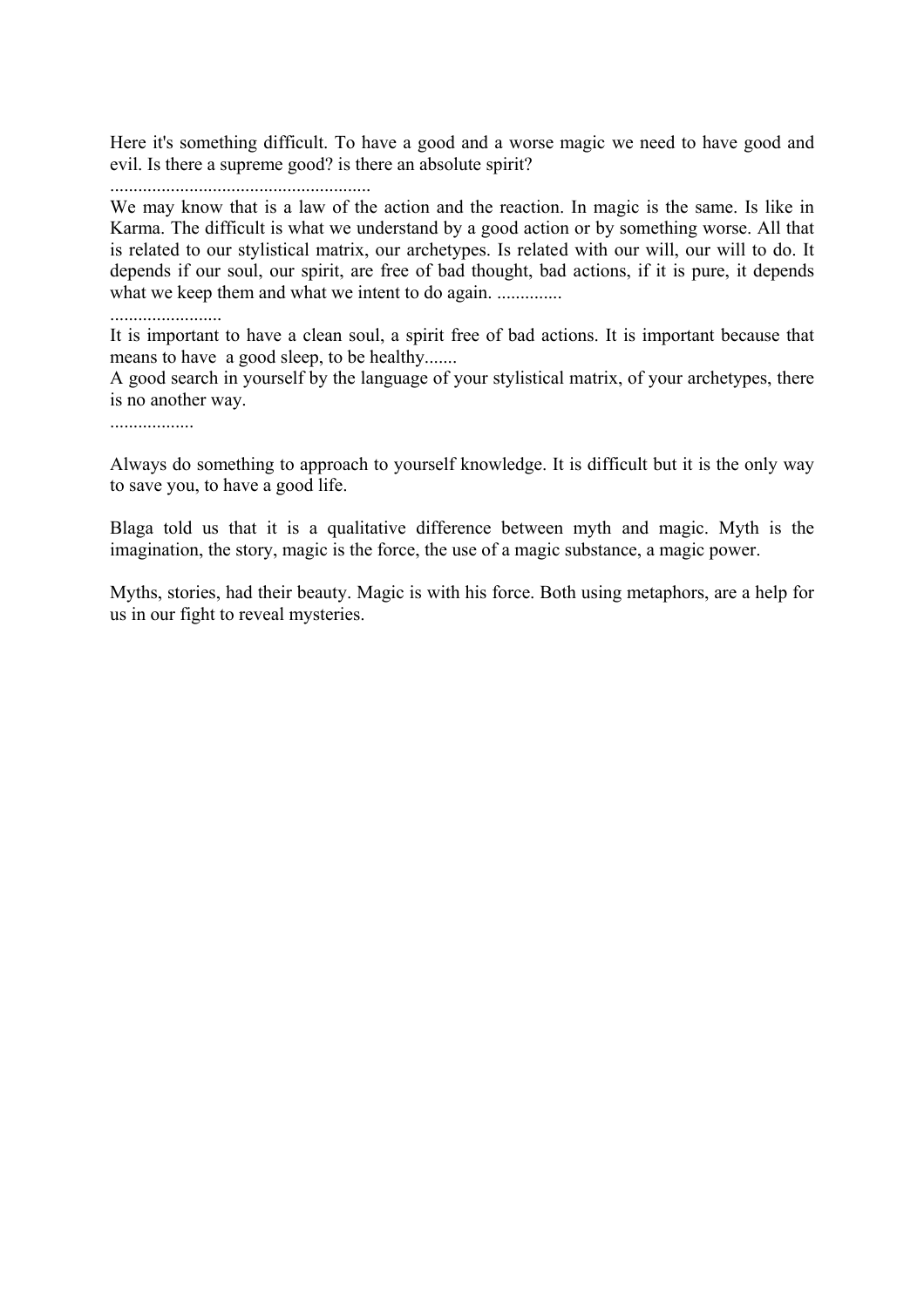Here it's something difficult. To have a good and a worse magic we need to have good and evil. Is there a supreme good? is there an absolute spirit?

........................................................

We may know that is a law of the action and the reaction. In magic is the same. Is like in Karma. The difficult is what we understand by a good action or by something worse. All that is related to our stylistical matrix, our archetypes. Is related with our will, our will to do. It depends if our soul, our spirit, are free of bad thought, bad actions, if it is pure, it depends what we keep them and what we intent to do again. ..............

........................

It is important to have a clean soul, a spirit free of bad actions. It is important because that means to have a good sleep, to be healthy.......

A good search in yourself by the language of your stylistical matrix, of your archetypes, there is no another way.

..................

Always do something to approach to yourself knowledge. It is difficult but it is the only way to save you, to have a good life.

Blaga told us that it is a qualitative difference between myth and magic. Myth is the imagination, the story, magic is the force, the use of a magic substance, a magic power.

Myths, stories, had their beauty. Magic is with his force. Both using metaphors, are a help for us in our fight to reveal mysteries.